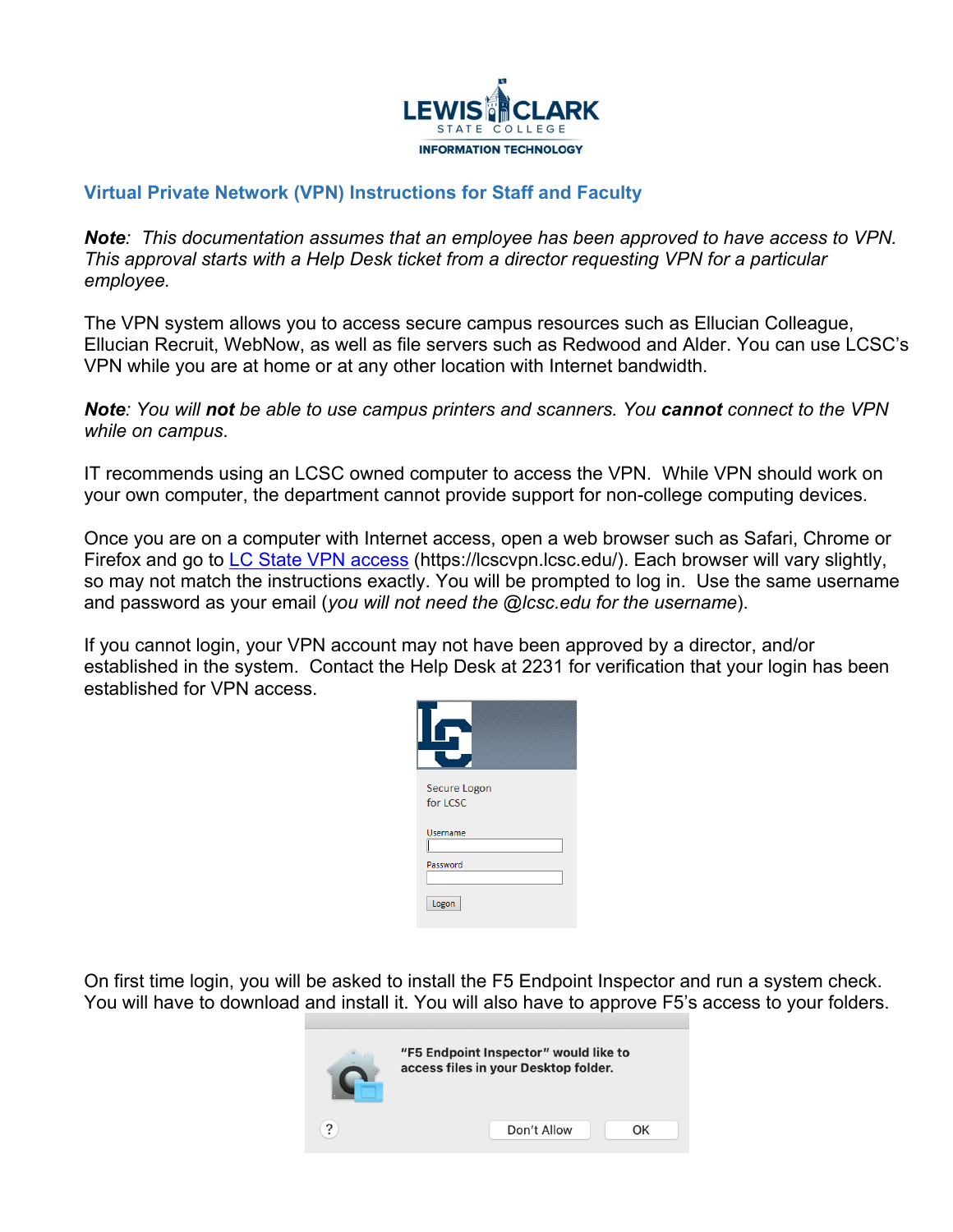LEWIS CLARK STATE COLLEGE
INFORMATION TECHNOLOGY

## Virtual Private Network (VPN) Instructions for Staff and Faculty

***Note**: This documentation assumes that an employee has been approved to have access to VPN. This approval starts with a Help Desk ticket from a director requesting VPN for a particular employee.*

The VPN system allows you to access secure campus resources such as Ellucian Colleague, Ellucian Recruit, WebNow, as well as file servers such as Redwood and Alder. You can use LCSC's VPN while you are at home or at any other location with Internet bandwidth.

***Note**: You will **not** be able to use campus printers and scanners. You **cannot** connect to the VPN while on campus.*

IT recommends using an LCSC owned computer to access the VPN. While VPN should work on your own computer, the department cannot provide support for non-college computing devices.

Once you are on a computer with Internet access, open a web browser such as Safari, Chrome or Firefox and go to [LC State VPN access](https://lcscvpn.lcsc.edu/) (https://lcscvpn.lcsc.edu/). Each browser will vary slightly, so may not match the instructions exactly. You will be prompted to log in. Use the same username and password as your email (*you will not need the @lcsc.edu for the username*).

If you cannot login, your VPN account may not have been approved by a director, and/or established in the system. Contact the Help Desk at 2231 for verification that your login has been established for VPN access.

On first time login, you will be asked to install the F5 Endpoint Inspector and run a system check. You will have to download and install it. You will also have to approve F5's access to your folders.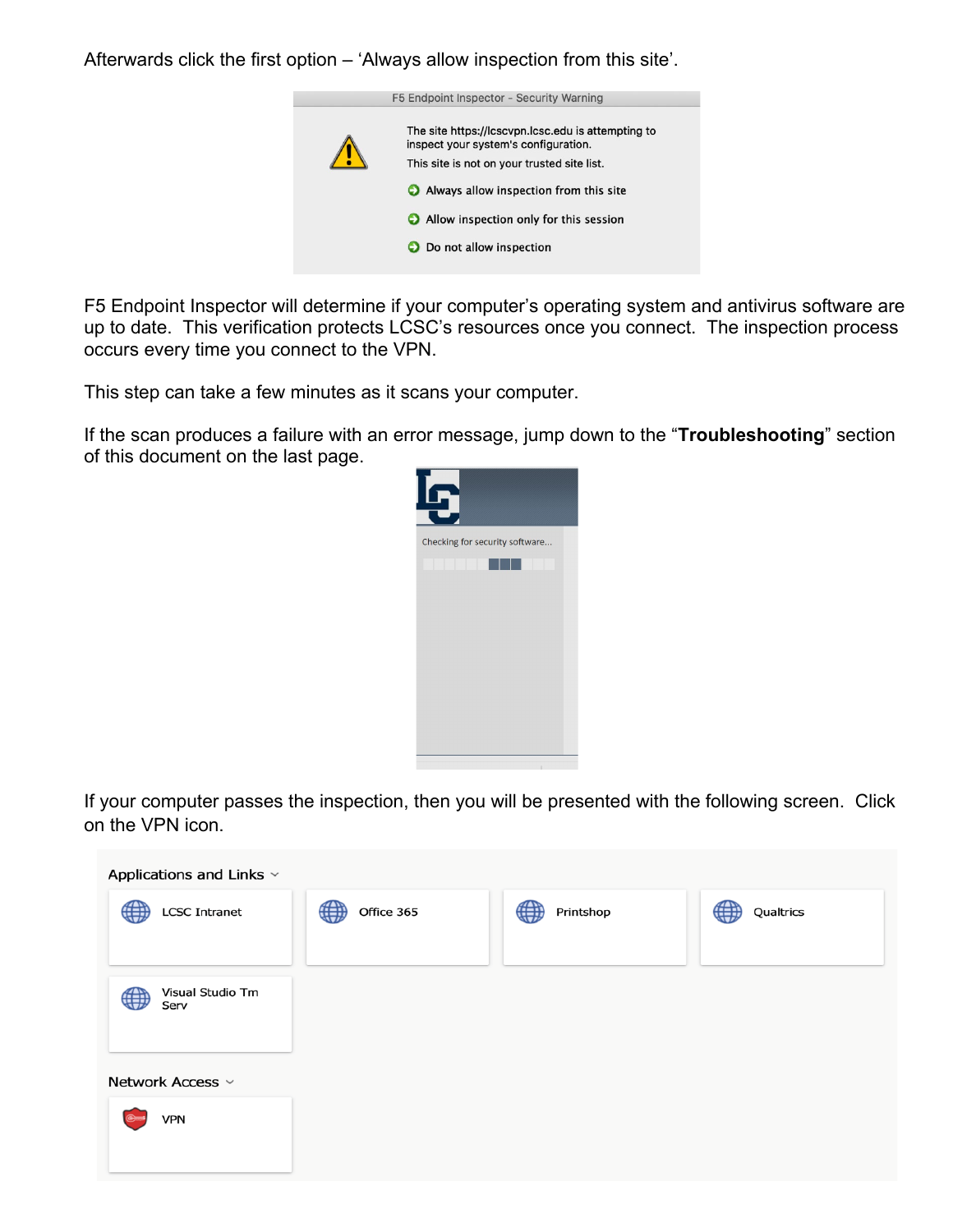Afterwards click the first option – 'Always allow inspection from this site'.

F5 Endpoint Inspector will determine if your computer's operating system and antivirus software are up to date. This verification protects LCSC's resources once you connect. The inspection process occurs every time you connect to the VPN.

This step can take a few minutes as it scans your computer.

If the scan produces a failure with an error message, jump down to the "**Troubleshooting**" section of this document on the last page.

If your computer passes the inspection, then you will be presented with the following screen. Click on the VPN icon.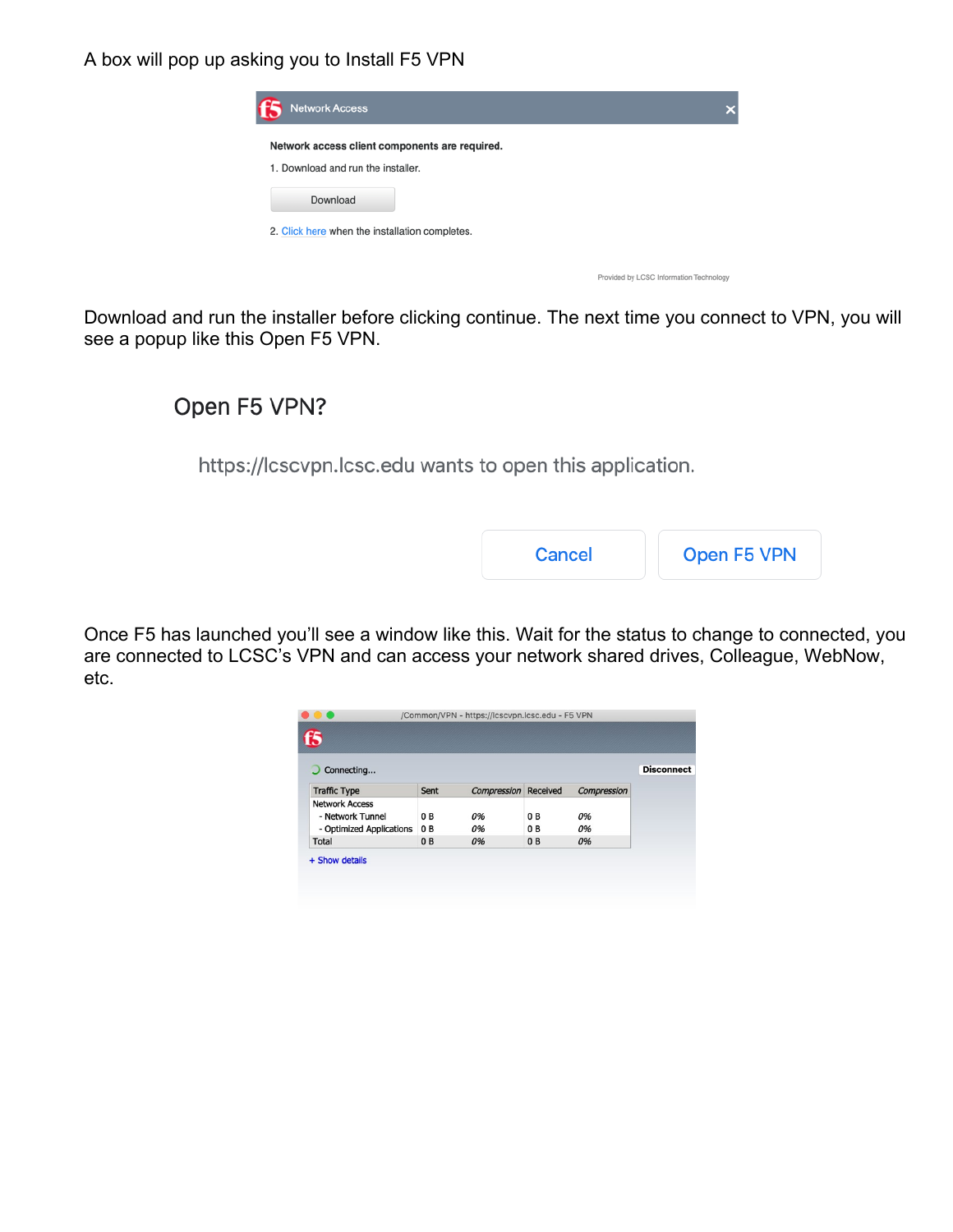A box will pop up asking you to Install F5 VPN

Network Access

**Network access client components are required.**

1. Download and run the installer.

Download

2. Click here when the installation completes.

Provided by LCSC Information Technology

Download and run the installer before clicking continue. The next time you connect to VPN, you will see a popup like this Open F5 VPN.

Open F5 VPN?

https://lcscvpn.lcsc.edu wants to open this application.

Cancel | Open F5 VPN

Once F5 has launched you'll see a window like this. Wait for the status to change to connected, you are connected to LCSC's VPN and can access your network shared drives, Colleague, WebNow, etc.

/Common/VPN - https://lcscvpn.lcsc.edu - F5 VPN

Connecting...

Disconnect

| Traffic Type | Sent | *Compression* | Received | *Compression* |
|---|---|---|---|---|
| Network Access | | | | |
| - Network Tunnel | 0 B | *0%* | 0 B | *0%* |
| - Optimized Applications | 0 B | *0%* | 0 B | *0%* |
| Total | 0 B | *0%* | 0 B | *0%* |

+ Show details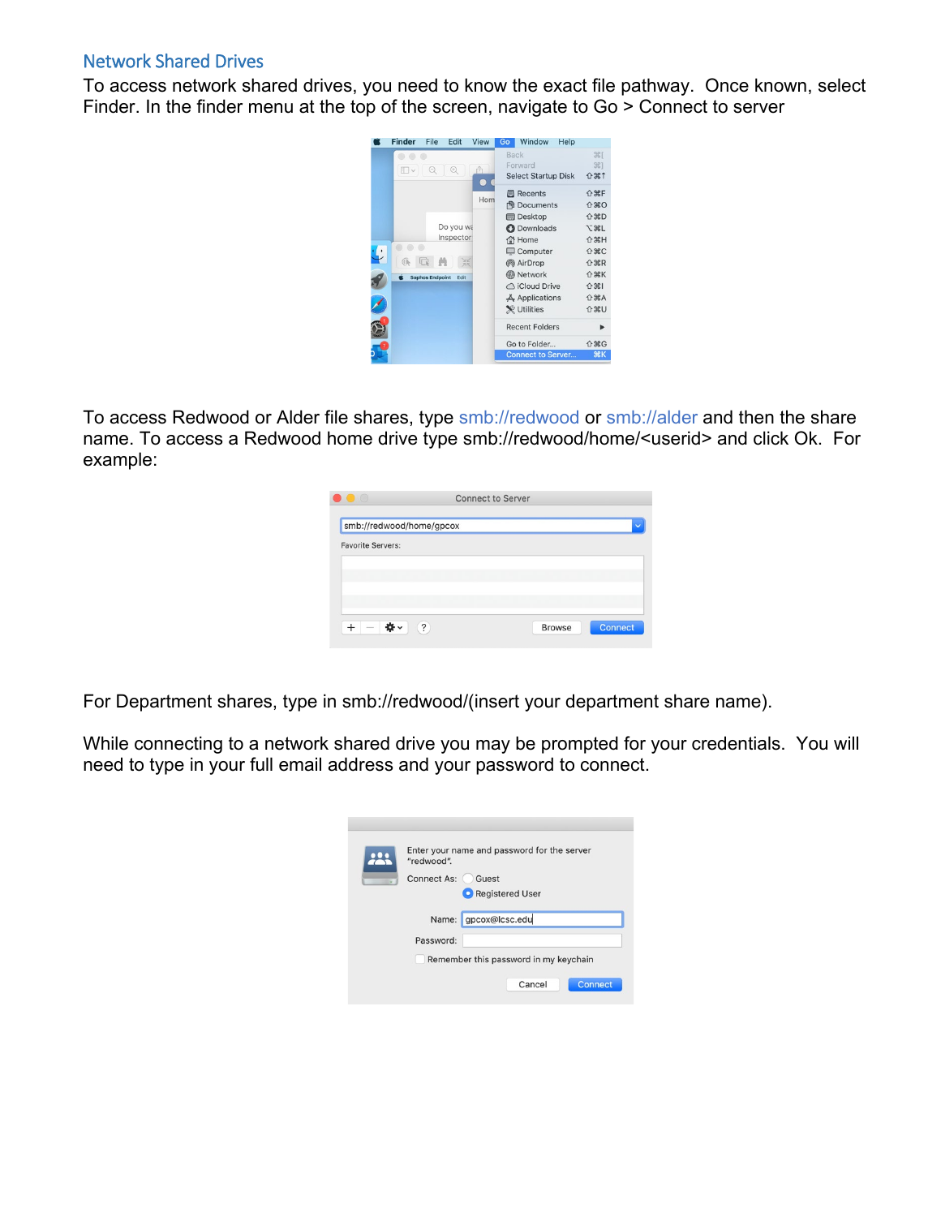## Network Shared Drives

To access network shared drives, you need to know the exact file pathway. Once known, select Finder. In the finder menu at the top of the screen, navigate to Go > Connect to server

To access Redwood or Alder file shares, type smb://redwood or smb://alder and then the share name. To access a Redwood home drive type smb://redwood/home/<userid> and click Ok. For example:

For Department shares, type in smb://redwood/(insert your department share name).

While connecting to a network shared drive you may be prompted for your credentials. You will need to type in your full email address and your password to connect.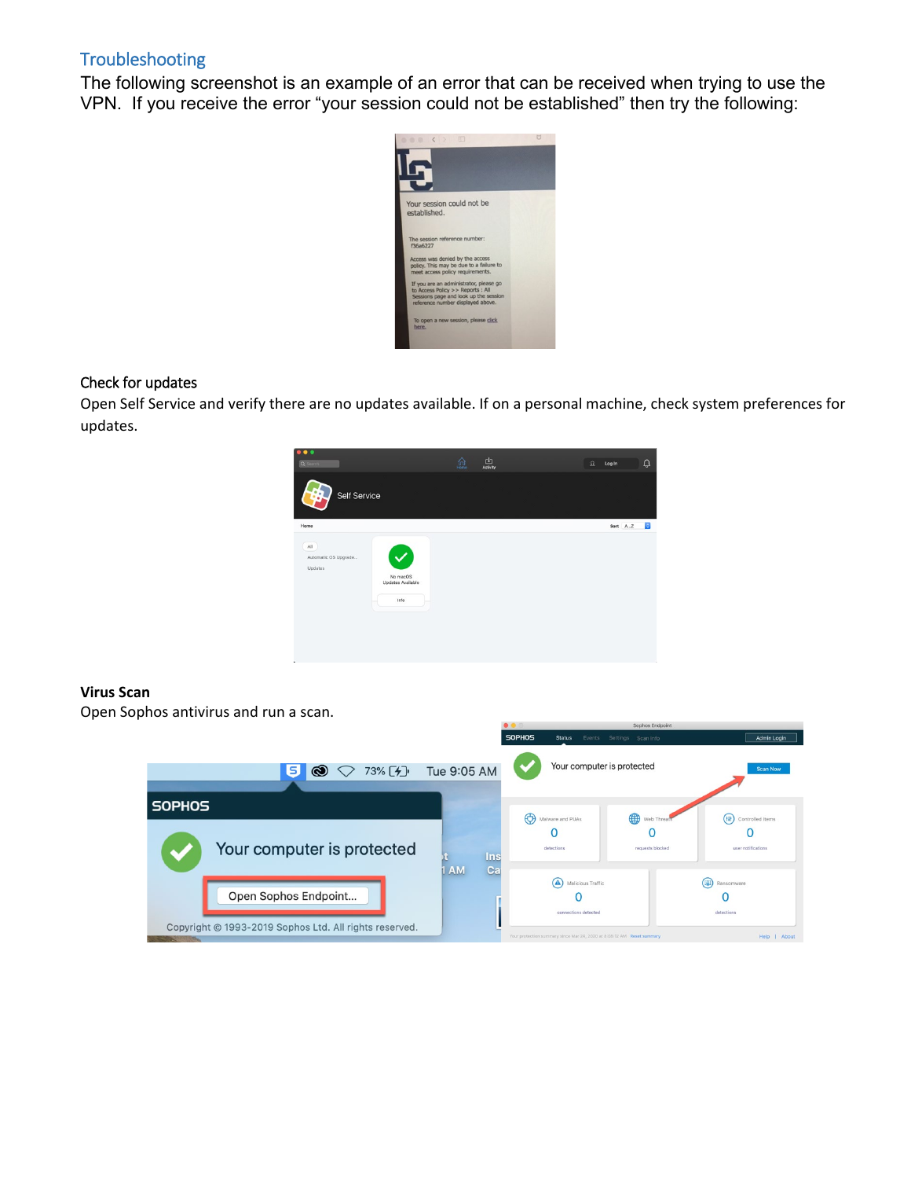## Troubleshooting

The following screenshot is an example of an error that can be received when trying to use the VPN. If you receive the error “your session could not be established” then try the following:

### Check for updates

Open Self Service and verify there are no updates available. If on a personal machine, check system preferences for updates.

### Virus Scan

Open Sophos antivirus and run a scan.